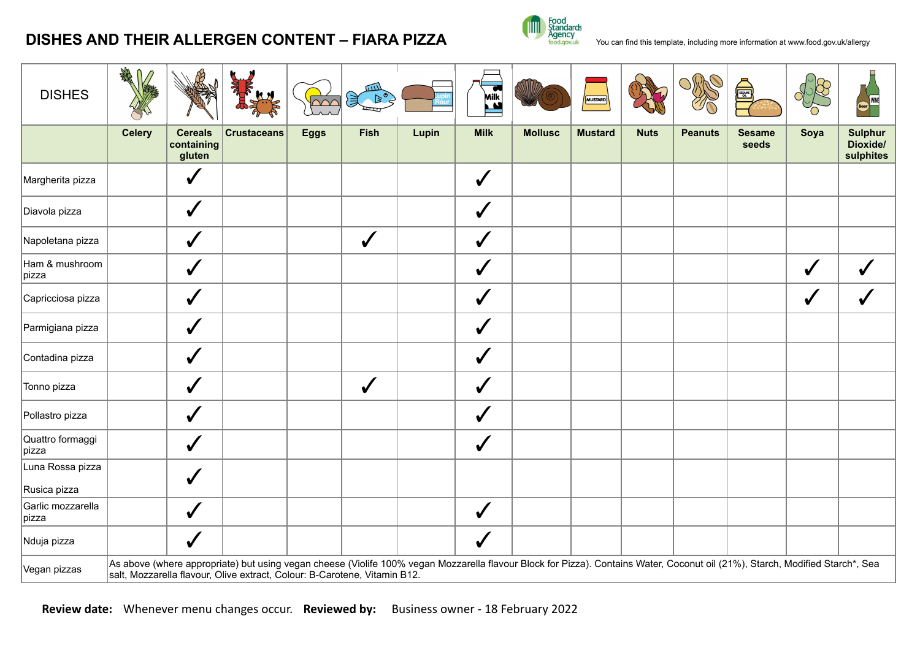# DISHES AND THEIR ALLERGEN CONTENT – FIARA PIZZA

You can find this template, including more information at www.food.gov.uk/allergy

| DISHES | Celery | Cereals containing gluten | Crustaceans | Eggs | Fish | Lupin | Milk | Mollusc | Mustard | Nuts | Peanuts | Sesame seeds | Soya | Sulphur Dioxide/ sulphites |
|---|---|---|---|---|---|---|---|---|---|---|---|---|---|---|
| Margherita pizza | | ✓ | | | | | ✓ | | | | | | | |
| Diavola pizza | | ✓ | | | | | ✓ | | | | | | | |
| Napoletana pizza | | ✓ | | | ✓ | | ✓ | | | | | | | |
| Ham & mushroom pizza | | ✓ | | | | | ✓ | | | | | | ✓ | ✓ |
| Capricciosa pizza | | ✓ | | | | | ✓ | | | | | | ✓ | ✓ |
| Parmigiana pizza | | ✓ | | | | | ✓ | | | | | | | |
| Contadina pizza | | ✓ | | | | | ✓ | | | | | | | |
| Tonno pizza | | ✓ | | | ✓ | | ✓ | | | | | | | |
| Pollastro pizza | | ✓ | | | | | ✓ | | | | | | | |
| Quattro formaggi pizza | | ✓ | | | | | ✓ | | | | | | | |
| Luna Rossa pizza<br>Rusica pizza | | ✓ | | | | | | | | | | | | |
| Garlic mozzarella pizza | | ✓ | | | | | ✓ | | | | | | | |
| Nduja pizza | | ✓ | | | | | ✓ | | | | | | | |
| Vegan pizzas | As above (where appropriate) but using vegan cheese (Violife 100% vegan Mozzarella flavour Block for Pizza). Contains Water, Coconut oil (21%), Starch, Modified Starch*, Sea salt, Mozzarella flavour, Olive extract, Colour: B-Carotene, Vitamin B12. | | | | | | | | | | | | | |

**Review date:** Whenever menu changes occur. **Reviewed by:** Business owner - 18 February 2022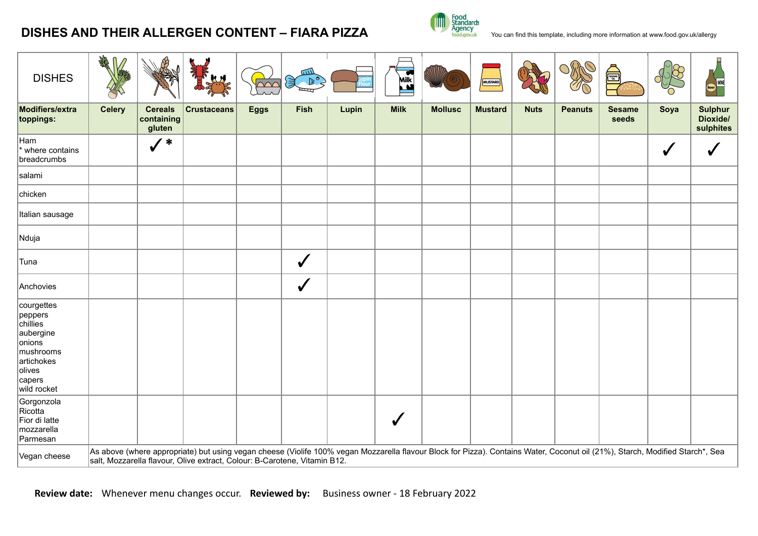# DISHES AND THEIR ALLERGEN CONTENT – FIARA PIZZA

You can find this template, including more information at www.food.gov.uk/allergy

| DISHES | | | | | | | | | | | | | | |
|---|---|---|---|---|---|---|---|---|---|---|---|---|---|---|
| **Modifiers/extra toppings:** | **Celery** | **Cereals containing gluten** | **Crustaceans** | **Eggs** | **Fish** | **Lupin** | **Milk** | **Mollusc** | **Mustard** | **Nuts** | **Peanuts** | **Sesame seeds** | **Soya** | **Sulphur Dioxide/ sulphites** |
| Ham<br>* where contains breadcrumbs | | ✓* | | | | | | | | | | | ✓ | ✓ |
| salami | | | | | | | | | | | | | | |
| chicken | | | | | | | | | | | | | | |
| Italian sausage | | | | | | | | | | | | | | |
| Nduja | | | | | | | | | | | | | | |
| Tuna | | | | | ✓ | | | | | | | | | |
| Anchovies | | | | | ✓ | | | | | | | | | |
| courgettes<br>peppers<br>chillies<br>aubergine<br>onions<br>mushrooms<br>artichokes<br>olives<br>capers<br>wild rocket | | | | | | | | | | | | | | |
| Gorgonzola<br>Ricotta<br>Fior di latte<br>mozzarella<br>Parmesan | | | | | | | ✓ | | | | | | | |
| Vegan cheese | As above (where appropriate) but using vegan cheese (Violife 100% vegan Mozzarella flavour Block for Pizza). Contains Water, Coconut oil (21%), Starch, Modified Starch*, Sea salt, Mozzarella flavour, Olive extract, Colour: B-Carotene, Vitamin B12. | | | | | | | | | | | | | |

**Review date:** Whenever menu changes occur. **Reviewed by:** Business owner - 18 February 2022